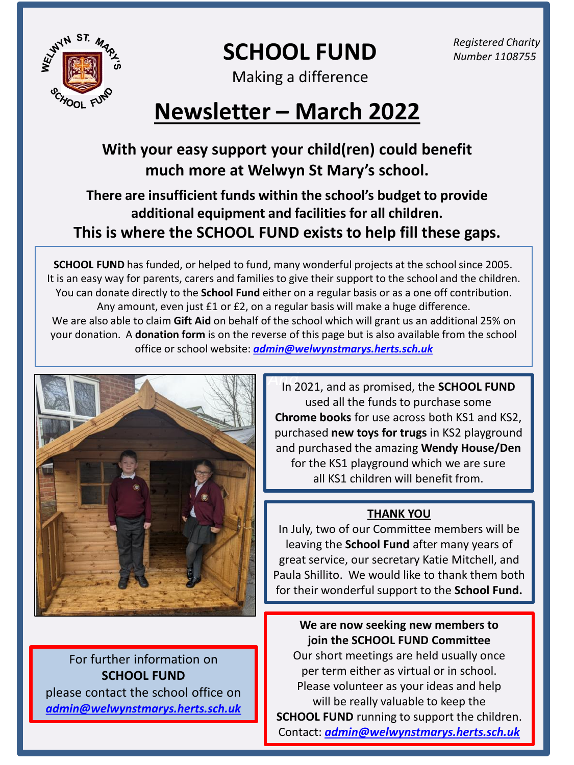# SCHOOL FUND

Making a difference

*Registered Charity Number 1108755*

## Newsletter – March 2022

### With your easy support your child(ren) could benefit much more at Welwyn St Mary's school.

**There are insufficient funds within the school's budget to provide additional equipment and facilities for all children.**

**This is where the SCHOOL FUND exists to help fill these gaps.**

**SCHOOL FUND** has funded, or helped to fund, many wonderful projects at the school since 2005. It is an easy way for parents, carers and families to give their support to the school and the children. You can donate directly to the **School Fund** either on a regular basis or as a one off contribution. Any amount, even just £1 or £2, on a regular basis will make a huge difference. We are also able to claim **Gift Aid** on behalf of the school which will grant us an additional 25% on your donation. A **donation form** is on the reverse of this page but is also available from the school office or school website: ***admin@welwynstmarys.herts.sch.uk***

In 2021, and as promised, the **SCHOOL FUND** used all the funds to purchase some **Chrome books** for use across both KS1 and KS2, purchased **new toys for trugs** in KS2 playground and purchased the amazing **Wendy House/Den** for the KS1 playground which we are sure all KS1 children will benefit from.

**THANK YOU**

In July, two of our Committee members will be leaving the **School Fund** after many years of great service, our secretary Katie Mitchell, and Paula Shillito. We would like to thank them both for their wonderful support to the **School Fund.**

For further information on **SCHOOL FUND** please contact the school office on ***admin@welwynstmarys.herts.sch.uk***

**We are now seeking new members to join the SCHOOL FUND Committee**

Our short meetings are held usually once per term either as virtual or in school. Please volunteer as your ideas and help will be really valuable to keep the **SCHOOL FUND** running to support the children. Contact: ***admin@welwynstmarys.herts.sch.uk***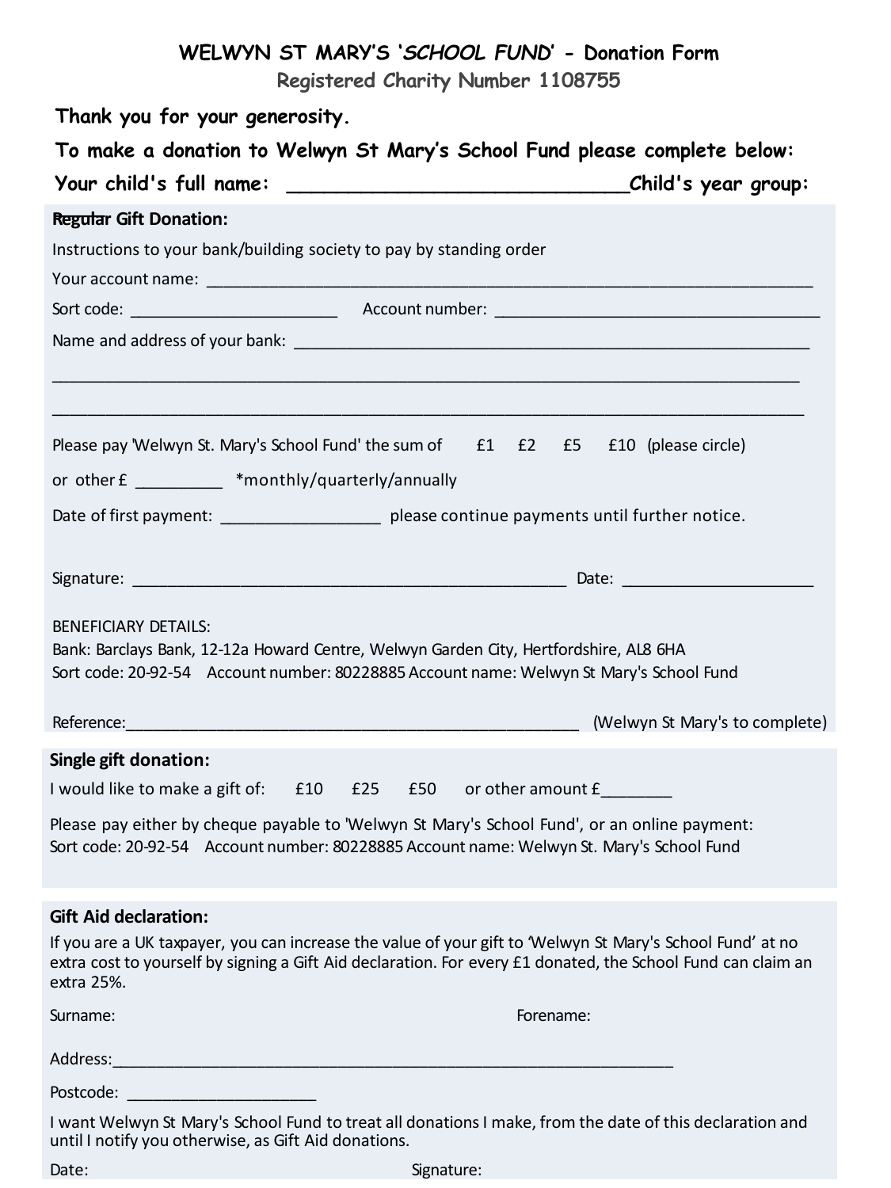# WELWYN ST MARY'S '*SCHOOL FUND*' - Donation Form

Registered Charity Number 1108755

**Thank you for your generosity.**

**To make a donation to Welwyn St Mary's School Fund please complete below:**

**Your child's full name: ______________________________Child's year group:**

## ~~Regular~~ Gift Donation:

Instructions to your bank/building society to pay by standing order

Your account name: ____________________________________________________________________

Sort code: ________________________ Account number: _____________________________________

Name and address of your bank: _________________________________________________________

_____________________________________________________________________________________

_____________________________________________________________________________________

Please pay 'Welwyn St. Mary's School Fund' the sum of £1 £2 £5 £10 (please circle)

or other £ _________ *monthly/quarterly/annually

Date of first payment: _________________ please continue payments until further notice.

Signature: ___________________________________________________ Date: _____________________

BENEFICIARY DETAILS:
Bank: Barclays Bank, 12-12a Howard Centre, Welwyn Garden City, Hertfordshire, AL8 6HA
Sort code: 20-92-54 Account number: 80228885 Account name: Welwyn St Mary's School Fund

Reference:____________________________________________________ (Welwyn St Mary's to complete)

## Single gift donation:

I would like to make a gift of: £10 £25 £50 or other amount £________

Please pay either by cheque payable to 'Welwyn St Mary's School Fund', or an online payment:
Sort code: 20-92-54 Account number: 80228885 Account name: Welwyn St. Mary's School Fund

## Gift Aid declaration:

If you are a UK taxpayer, you can increase the value of your gift to 'Welwyn St Mary's School Fund' at no extra cost to yourself by signing a Gift Aid declaration. For every £1 donated, the School Fund can claim an extra 25%.

Surname: Forename:

Address:_______________________________________________________________

Postcode: _____________________

I want Welwyn St Mary's School Fund to treat all donations I make, from the date of this declaration and until I notify you otherwise, as Gift Aid donations.

Date: Signature: